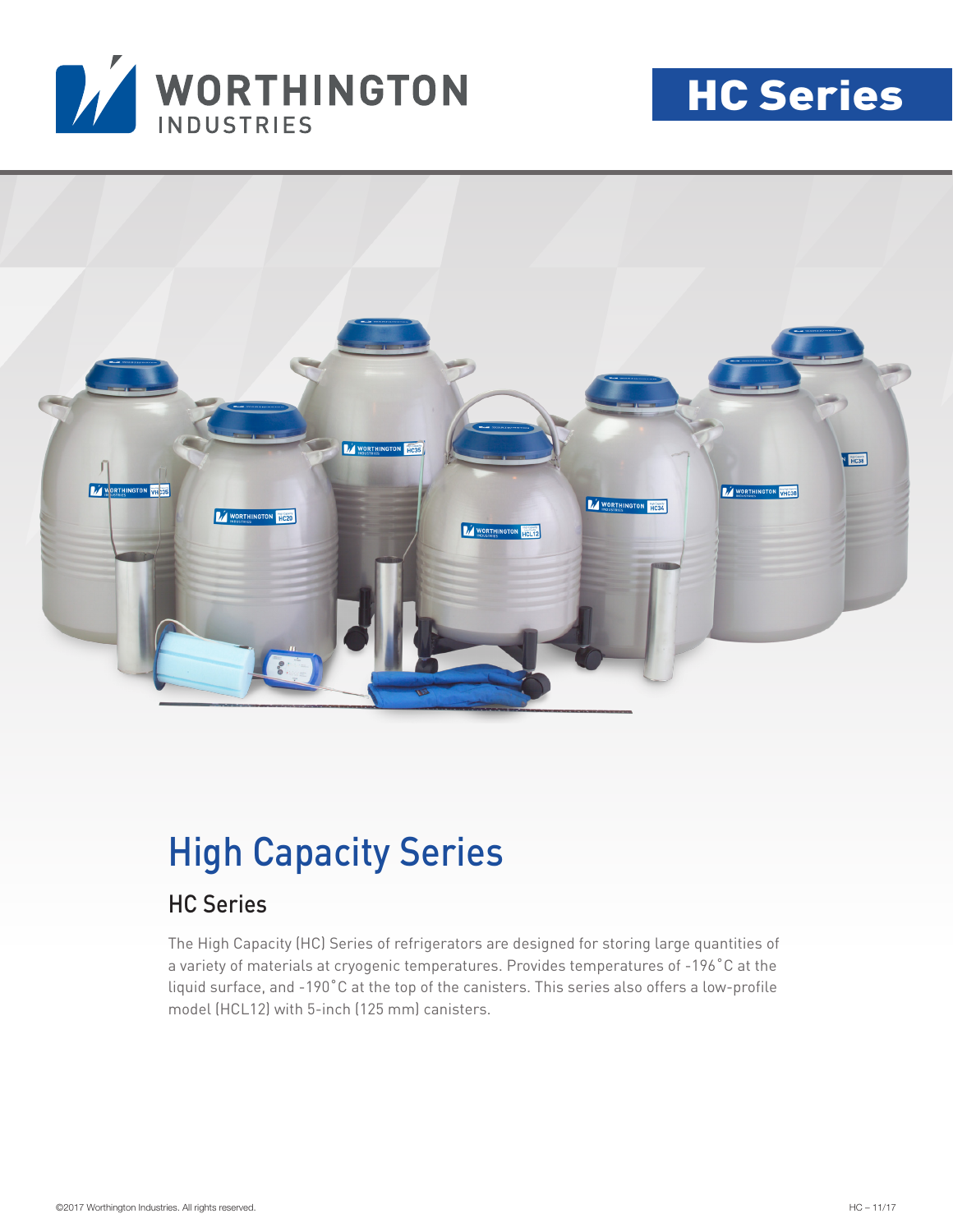# WORTHINGTON INDUSTRIES

# HC Series

## High Capacity Series

### HC Series

The High Capacity (HC) Series of refrigerators are designed for storing large quantities of a variety of materials at cryogenic temperatures. Provides temperatures of -196˚C at the liquid surface, and -190˚C at the top of the canisters. This series also offers a low-profile model (HCL12) with 5-inch (125 mm) canisters.

©2017 Worthington Industries. All rights reserved.

HC – 11/17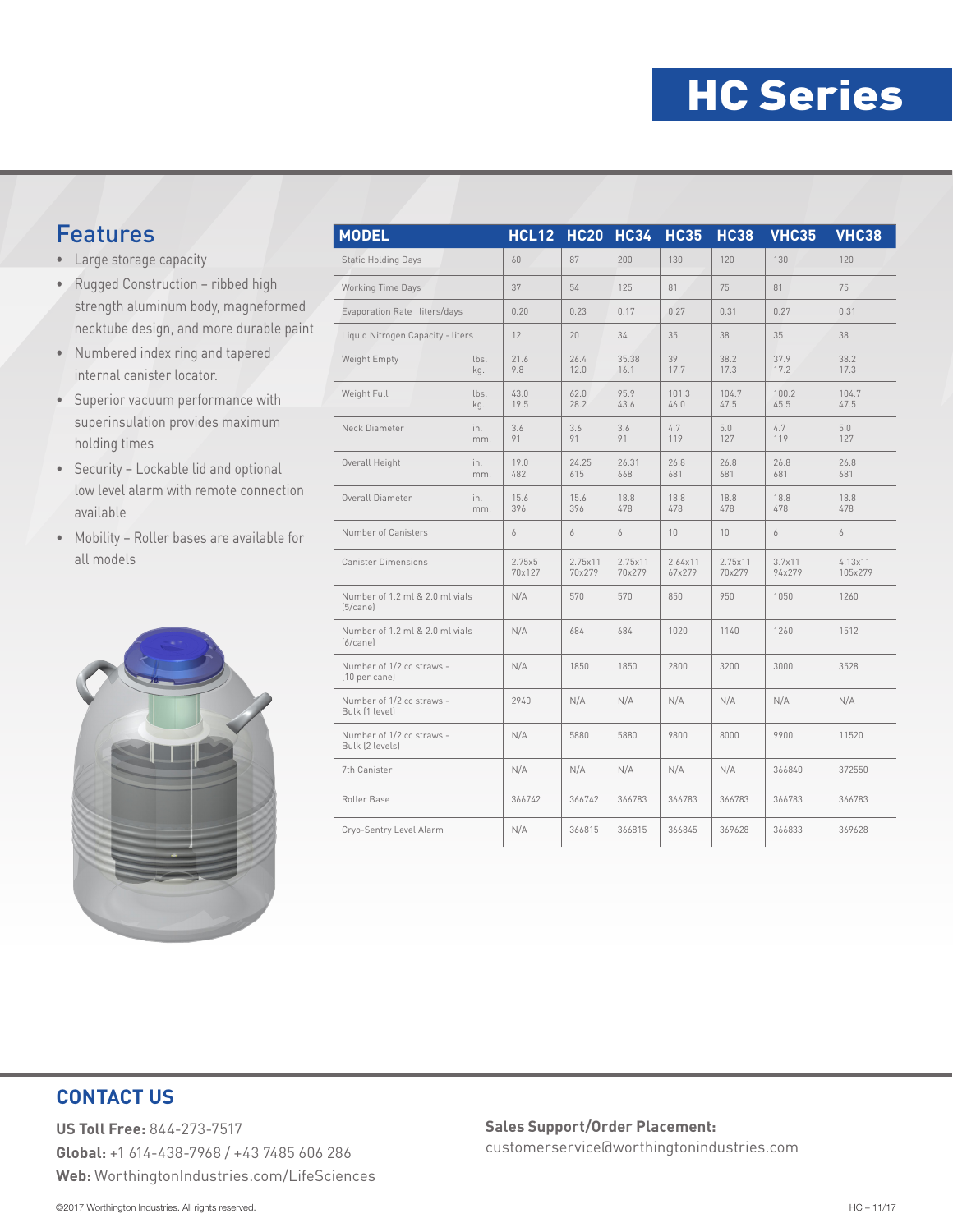# HC Series

## Features

- Large storage capacity
- Rugged Construction – ribbed high strength aluminum body, magneformed necktube design, and more durable paint
- Numbered index ring and tapered internal canister locator.
- Superior vacuum performance with superinsulation provides maximum holding times
- Security – Lockable lid and optional low level alarm with remote connection available
- Mobility – Roller bases are available for all models

| MODEL | | HCL12 | HC20 | HC34 | HC35 | HC38 | VHC35 | VHC38 |
|---|---|---|---|---|---|---|---|---|
| Static Holding Days | | 60 | 87 | 200 | 130 | 120 | 130 | 120 |
| Working Time Days | | 37 | 54 | 125 | 81 | 75 | 81 | 75 |
| Evaporation Rate liters/days | | 0.20 | 0.23 | 0.17 | 0.27 | 0.31 | 0.27 | 0.31 |
| Liquid Nitrogen Capacity - liters | | 12 | 20 | 34 | 35 | 38 | 35 | 38 |
| Weight Empty | lbs.<br>kg. | 21.6<br>9.8 | 26.4<br>12.0 | 35.38<br>16.1 | 39<br>17.7 | 38.2<br>17.3 | 37.9<br>17.2 | 38.2<br>17.3 |
| Weight Full | lbs.<br>kg. | 43.0<br>19.5 | 62.0<br>28.2 | 95.9<br>43.6 | 101.3<br>46.0 | 104.7<br>47.5 | 100.2<br>45.5 | 104.7<br>47.5 |
| Neck Diameter | in.<br>mm. | 3.6<br>91 | 3.6<br>91 | 3.6<br>91 | 4.7<br>119 | 5.0<br>127 | 4.7<br>119 | 5.0<br>127 |
| Overall Height | in.<br>mm. | 19.0<br>482 | 24.25<br>615 | 26.31<br>668 | 26.8<br>681 | 26.8<br>681 | 26.8<br>681 | 26.8<br>681 |
| Overall Diameter | in.<br>mm. | 15.6<br>396 | 15.6<br>396 | 18.8<br>478 | 18.8<br>478 | 18.8<br>478 | 18.8<br>478 | 18.8<br>478 |
| Number of Canisters | | 6 | 6 | 6 | 10 | 10 | 6 | 6 |
| Canister Dimensions | | 2.75x5<br>70x127 | 2.75x11<br>70x279 | 2.75x11<br>70x279 | 2.64x11<br>67x279 | 2.75x11<br>70x279 | 3.7x11<br>94x279 | 4.13x11<br>105x279 |
| Number of 1.2 ml & 2.0 ml vials (5/cane) | | N/A | 570 | 570 | 850 | 950 | 1050 | 1260 |
| Number of 1.2 ml & 2.0 ml vials (6/cane) | | N/A | 684 | 684 | 1020 | 1140 | 1260 | 1512 |
| Number of 1/2 cc straws - (10 per cane) | | N/A | 1850 | 1850 | 2800 | 3200 | 3000 | 3528 |
| Number of 1/2 cc straws - Bulk (1 level) | | 2940 | N/A | N/A | N/A | N/A | N/A | N/A |
| Number of 1/2 cc straws - Bulk (2 levels) | | N/A | 5880 | 5880 | 9800 | 8000 | 9900 | 11520 |
| 7th Canister | | N/A | N/A | N/A | N/A | N/A | 366840 | 372550 |
| Roller Base | | 366742 | 366742 | 366783 | 366783 | 366783 | 366783 | 366783 |
| Cryo-Sentry Level Alarm | | N/A | 366815 | 366815 | 366845 | 369628 | 366833 | 369628 |

## CONTACT US

**US Toll Free:** 844-273-7517
**Global:** +1 614-438-7968 / +43 7485 606 286
**Web:** WorthingtonIndustries.com/LifeSciences

**Sales Support/Order Placement:**
customerservice@worthingtonindustries.com

©2017 Worthington Industries. All rights reserved.

HC – 11/17